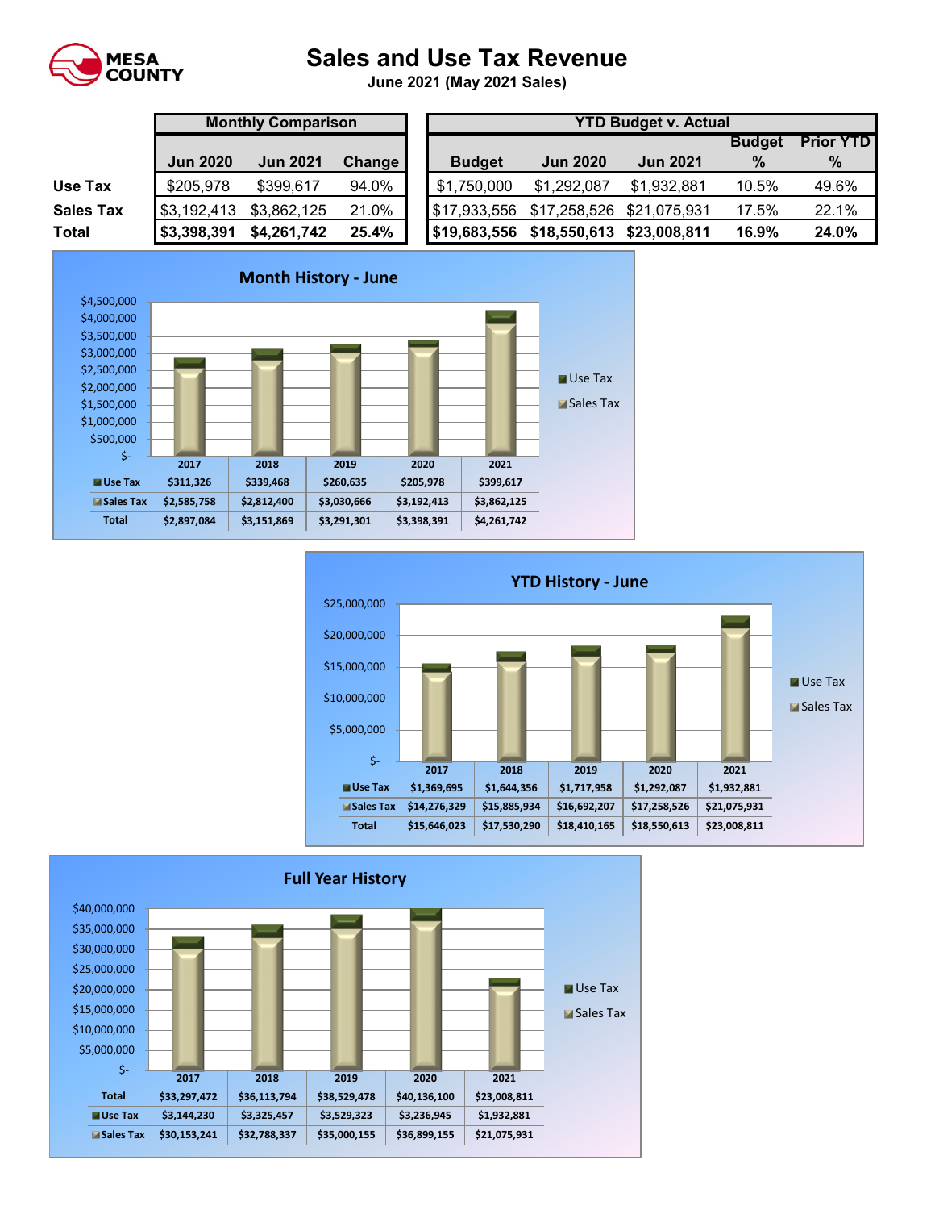# Sales and Use Tax Revenue

**June 2021 (May 2021 Sales)**

| | Monthly Comparison | | | YTD Budget v. Actual | | | | |
|---|---|---|---|---|---|---|---|---|
| | Jun 2020 | Jun 2021 | Change | Budget | Jun 2020 | Jun 2021 | Budget % | Prior YTD % |
| **Use Tax** | $205,978 | $399,617 | 94.0% | $1,750,000 | $1,292,087 | $1,932,881 | 10.5% | 49.6% |
| **Sales Tax** | $3,192,413 | $3,862,125 | 21.0% | $17,933,556 | $17,258,526 | $21,075,931 | 17.5% | 22.1% |
| **Total** | **$3,398,391** | **$4,261,742** | **25.4%** | **$19,683,556** | **$18,550,613** | **$23,008,811** | **16.9%** | **24.0%** |

## Month History - June

| | 2017 | 2018 | 2019 | 2020 | 2021 |
|---|---|---|---|---|---|
| Use Tax | $311,326 | $339,468 | $260,635 | $205,978 | $399,617 |
| Sales Tax | $2,585,758 | $2,812,400 | $3,030,666 | $3,192,413 | $3,862,125 |
| Total | $2,897,084 | $3,151,869 | $3,291,301 | $3,398,391 | $4,261,742 |

## YTD History - June

| | 2017 | 2018 | 2019 | 2020 | 2021 |
|---|---|---|---|---|---|
| Use Tax | $1,369,695 | $1,644,356 | $1,717,958 | $1,292,087 | $1,932,881 |
| Sales Tax | $14,276,329 | $15,885,934 | $16,692,207 | $17,258,526 | $21,075,931 |
| Total | $15,646,023 | $17,530,290 | $18,410,165 | $18,550,613 | $23,008,811 |

## Full Year History

| | 2017 | 2018 | 2019 | 2020 | 2021 |
|---|---|---|---|---|---|
| Total | $33,297,472 | $36,113,794 | $38,529,478 | $40,136,100 | $23,008,811 |
| Use Tax | $3,144,230 | $3,325,457 | $3,529,323 | $3,236,945 | $1,932,881 |
| Sales Tax | $30,153,241 | $32,788,337 | $35,000,155 | $36,899,155 | $21,075,931 |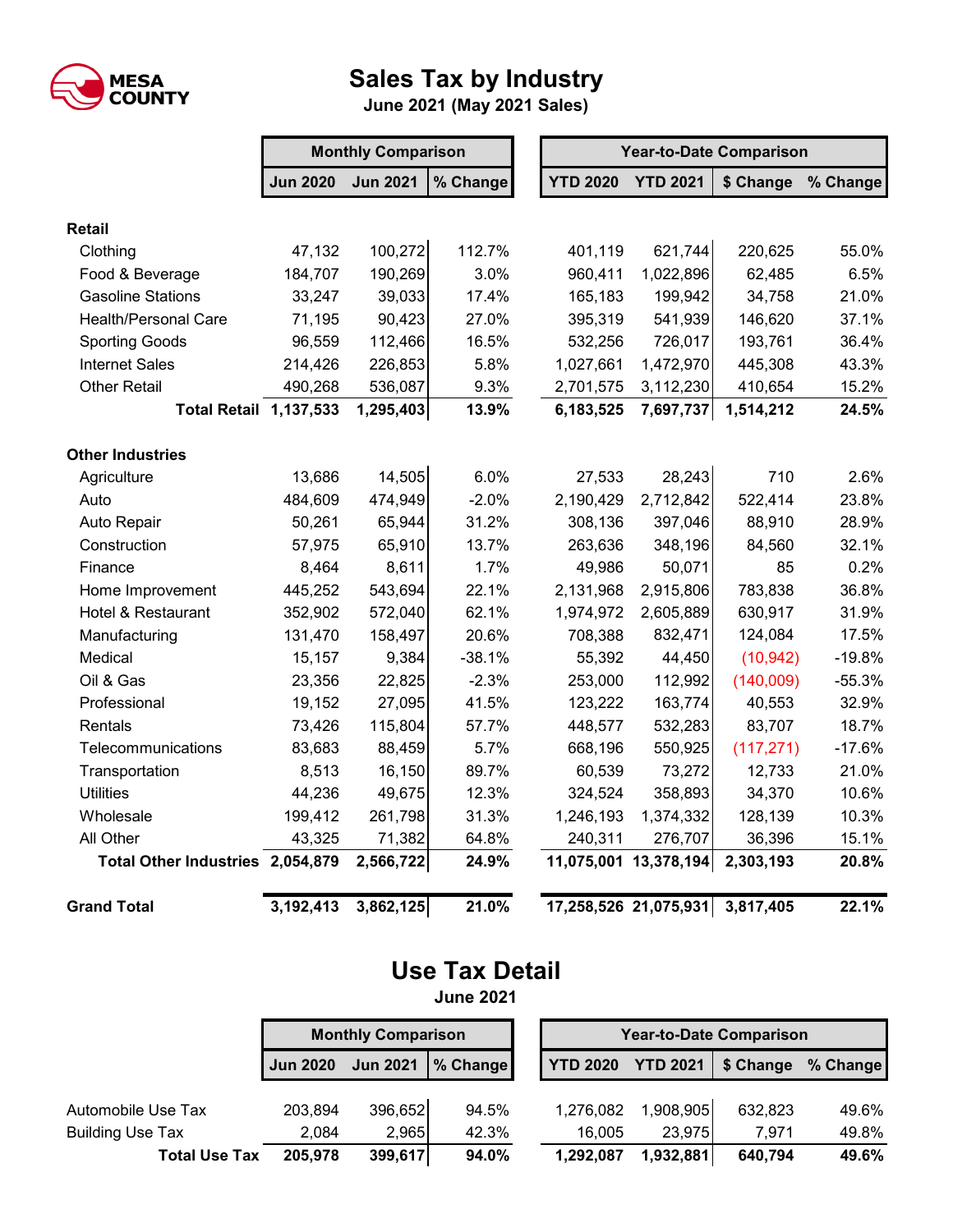MESA COUNTY

# Sales Tax by Industry

**June 2021 (May 2021 Sales)**

| | Monthly Comparison | | | Year-to-Date Comparison | | | |
|---|---|---|---|---|---|---|---|
| | Jun 2020 | Jun 2021 | % Change | YTD 2020 | YTD 2021 | $ Change | % Change |
| **Retail** | | | | | | | |
| Clothing | 47,132 | 100,272 | 112.7% | 401,119 | 621,744 | 220,625 | 55.0% |
| Food & Beverage | 184,707 | 190,269 | 3.0% | 960,411 | 1,022,896 | 62,485 | 6.5% |
| Gasoline Stations | 33,247 | 39,033 | 17.4% | 165,183 | 199,942 | 34,758 | 21.0% |
| Health/Personal Care | 71,195 | 90,423 | 27.0% | 395,319 | 541,939 | 146,620 | 37.1% |
| Sporting Goods | 96,559 | 112,466 | 16.5% | 532,256 | 726,017 | 193,761 | 36.4% |
| Internet Sales | 214,426 | 226,853 | 5.8% | 1,027,661 | 1,472,970 | 445,308 | 43.3% |
| Other Retail | 490,268 | 536,087 | 9.3% | 2,701,575 | 3,112,230 | 410,654 | 15.2% |
| **Total Retail** | **1,137,533** | **1,295,403** | **13.9%** | **6,183,525** | **7,697,737** | **1,514,212** | **24.5%** |
| **Other Industries** | | | | | | | |
| Agriculture | 13,686 | 14,505 | 6.0% | 27,533 | 28,243 | 710 | 2.6% |
| Auto | 484,609 | 474,949 | -2.0% | 2,190,429 | 2,712,842 | 522,414 | 23.8% |
| Auto Repair | 50,261 | 65,944 | 31.2% | 308,136 | 397,046 | 88,910 | 28.9% |
| Construction | 57,975 | 65,910 | 13.7% | 263,636 | 348,196 | 84,560 | 32.1% |
| Finance | 8,464 | 8,611 | 1.7% | 49,986 | 50,071 | 85 | 0.2% |
| Home Improvement | 445,252 | 543,694 | 22.1% | 2,131,968 | 2,915,806 | 783,838 | 36.8% |
| Hotel & Restaurant | 352,902 | 572,040 | 62.1% | 1,974,972 | 2,605,889 | 630,917 | 31.9% |
| Manufacturing | 131,470 | 158,497 | 20.6% | 708,388 | 832,471 | 124,084 | 17.5% |
| Medical | 15,157 | 9,384 | -38.1% | 55,392 | 44,450 | (10,942) | -19.8% |
| Oil & Gas | 23,356 | 22,825 | -2.3% | 253,000 | 112,992 | (140,009) | -55.3% |
| Professional | 19,152 | 27,095 | 41.5% | 123,222 | 163,774 | 40,553 | 32.9% |
| Rentals | 73,426 | 115,804 | 57.7% | 448,577 | 532,283 | 83,707 | 18.7% |
| Telecommunications | 83,683 | 88,459 | 5.7% | 668,196 | 550,925 | (117,271) | -17.6% |
| Transportation | 8,513 | 16,150 | 89.7% | 60,539 | 73,272 | 12,733 | 21.0% |
| Utilities | 44,236 | 49,675 | 12.3% | 324,524 | 358,893 | 34,370 | 10.6% |
| Wholesale | 199,412 | 261,798 | 31.3% | 1,246,193 | 1,374,332 | 128,139 | 10.3% |
| All Other | 43,325 | 71,382 | 64.8% | 240,311 | 276,707 | 36,396 | 15.1% |
| **Total Other Industries** | **2,054,879** | **2,566,722** | **24.9%** | **11,075,001** | **13,378,194** | **2,303,193** | **20.8%** |
| **Grand Total** | **3,192,413** | **3,862,125** | **21.0%** | **17,258,526** | **21,075,931** | **3,817,405** | **22.1%** |

# Use Tax Detail

**June 2021**

| | Monthly Comparison | | | Year-to-Date Comparison | | | |
|---|---|---|---|---|---|---|---|
| | Jun 2020 | Jun 2021 | % Change | YTD 2020 | YTD 2021 | $ Change | % Change |
| Automobile Use Tax | 203,894 | 396,652 | 94.5% | 1,276,082 | 1,908,905 | 632,823 | 49.6% |
| Building Use Tax | 2,084 | 2,965 | 42.3% | 16,005 | 23,975 | 7,971 | 49.8% |
| **Total Use Tax** | **205,978** | **399,617** | **94.0%** | **1,292,087** | **1,932,881** | **640,794** | **49.6%** |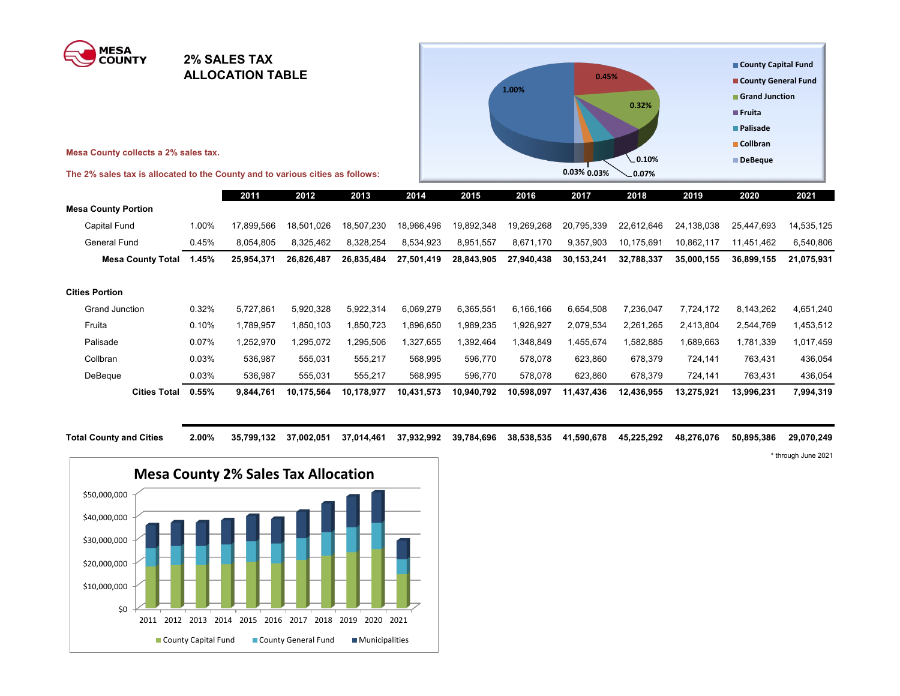MESA COUNTY

# 2% SALES TAX ALLOCATION TABLE

County Capital Fund
County General Fund
Grand Junction
Fruita
Palisade
Collbran
DeBeque

1.00%
0.45%
0.32%
0.10%
0.07%
0.03% 0.03%

**Mesa County collects a 2% sales tax.**

**The 2% sales tax is allocated to the County and to various cities as follows:**

| | | 2011 | 2012 | 2013 | 2014 | 2015 | 2016 | 2017 | 2018 | 2019 | 2020 | 2021 |
|---|---|---|---|---|---|---|---|---|---|---|---|---|
| **Mesa County Portion** | | | | | | | | | | | | |
| Capital Fund | 1.00% | 17,899,566 | 18,501,026 | 18,507,230 | 18,966,496 | 19,892,348 | 19,269,268 | 20,795,339 | 22,612,646 | 24,138,038 | 25,447,693 | 14,535,125 |
| General Fund | 0.45% | 8,054,805 | 8,325,462 | 8,328,254 | 8,534,923 | 8,951,557 | 8,671,170 | 9,357,903 | 10,175,691 | 10,862,117 | 11,451,462 | 6,540,806 |
| **Mesa County Total** | **1.45%** | **25,954,371** | **26,826,487** | **26,835,484** | **27,501,419** | **28,843,905** | **27,940,438** | **30,153,241** | **32,788,337** | **35,000,155** | **36,899,155** | **21,075,931** |
| **Cities Portion** | | | | | | | | | | | | |
| Grand Junction | 0.32% | 5,727,861 | 5,920,328 | 5,922,314 | 6,069,279 | 6,365,551 | 6,166,166 | 6,654,508 | 7,236,047 | 7,724,172 | 8,143,262 | 4,651,240 |
| Fruita | 0.10% | 1,789,957 | 1,850,103 | 1,850,723 | 1,896,650 | 1,989,235 | 1,926,927 | 2,079,534 | 2,261,265 | 2,413,804 | 2,544,769 | 1,453,512 |
| Palisade | 0.07% | 1,252,970 | 1,295,072 | 1,295,506 | 1,327,655 | 1,392,464 | 1,348,849 | 1,455,674 | 1,582,885 | 1,689,663 | 1,781,339 | 1,017,459 |
| Collbran | 0.03% | 536,987 | 555,031 | 555,217 | 568,995 | 596,770 | 578,078 | 623,860 | 678,379 | 724,141 | 763,431 | 436,054 |
| DeBeque | 0.03% | 536,987 | 555,031 | 555,217 | 568,995 | 596,770 | 578,078 | 623,860 | 678,379 | 724,141 | 763,431 | 436,054 |
| **Cities Total** | **0.55%** | **9,844,761** | **10,175,564** | **10,178,977** | **10,431,573** | **10,940,792** | **10,598,097** | **11,437,436** | **12,436,955** | **13,275,921** | **13,996,231** | **7,994,319** |
| **Total County and Cities** | **2.00%** | **35,799,132** | **37,002,051** | **37,014,461** | **37,932,992** | **39,784,696** | **38,538,535** | **41,590,678** | **45,225,292** | **48,276,076** | **50,895,386** | **29,070,249** |

\* through June 2021

Mesa County 2% Sales Tax Allocation

$50,000,000
$40,000,000
$30,000,000
$20,000,000
$10,000,000
$0

2011 2012 2013 2014 2015 2016 2017 2018 2019 2020 2021

County Capital Fund
County General Fund
Municipalities